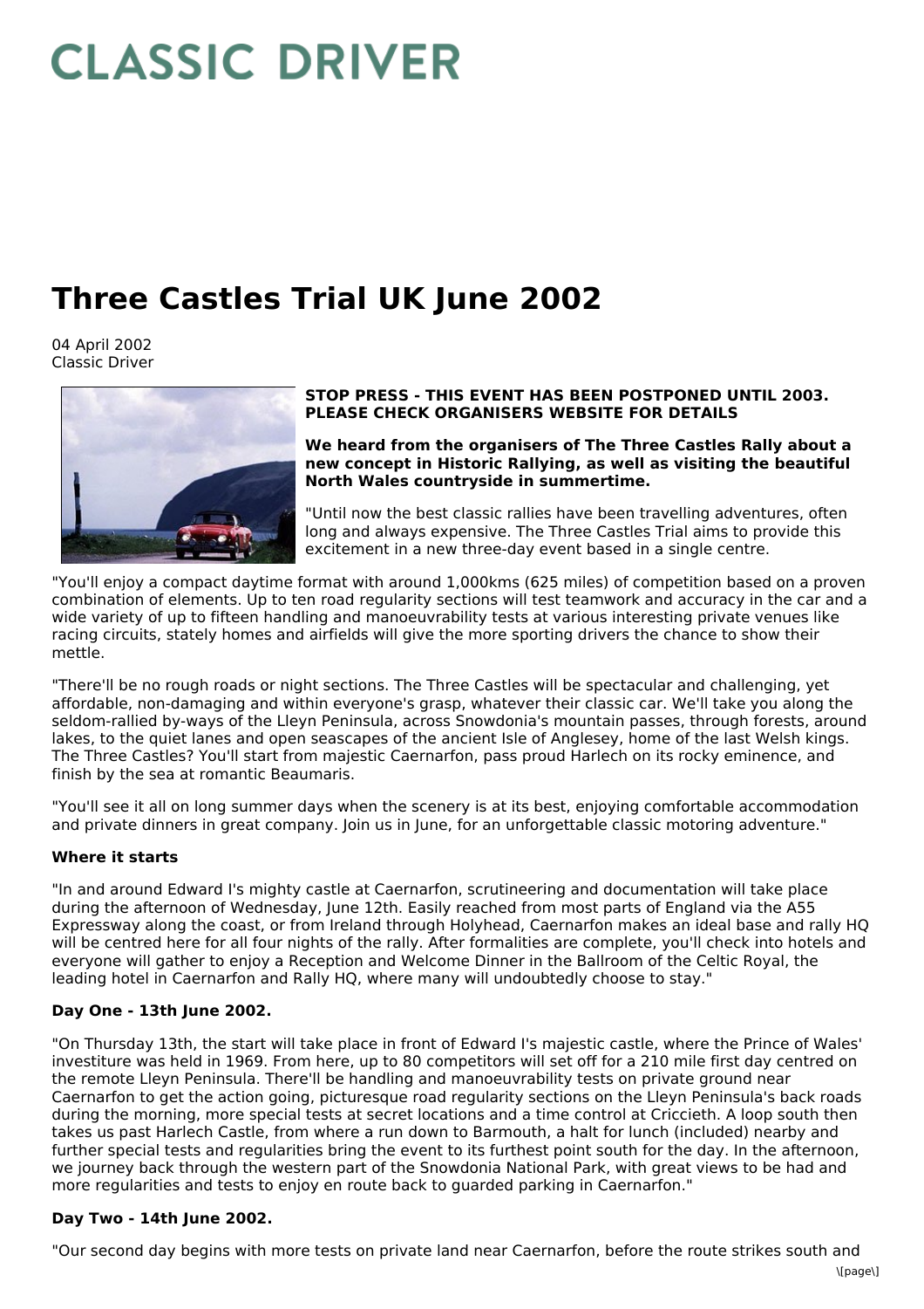# CLASSIC DRIVER

# Three Castles Trial UK June 2002

04 April 2002
Classic Driver

**STOP PRESS - THIS EVENT HAS BEEN POSTPONED UNTIL 2003. PLEASE CHECK ORGANISERS WEBSITE FOR DETAILS**

**We heard from the organisers of The Three Castles Rally about a new concept in Historic Rallying, as well as visiting the beautiful North Wales countryside in summertime.**

"Until now the best classic rallies have been travelling adventures, often long and always expensive. The Three Castles Trial aims to provide this excitement in a new three-day event based in a single centre.

"You'll enjoy a compact daytime format with around 1,000kms (625 miles) of competition based on a proven combination of elements. Up to ten road regularity sections will test teamwork and accuracy in the car and a wide variety of up to fifteen handling and manoeuvrability tests at various interesting private venues like racing circuits, stately homes and airfields will give the more sporting drivers the chance to show their mettle.

"There'll be no rough roads or night sections. The Three Castles will be spectacular and challenging, yet affordable, non-damaging and within everyone's grasp, whatever their classic car. We'll take you along the seldom-rallied by-ways of the Lleyn Peninsula, across Snowdonia's mountain passes, through forests, around lakes, to the quiet lanes and open seascapes of the ancient Isle of Anglesey, home of the last Welsh kings. The Three Castles? You'll start from majestic Caernarfon, pass proud Harlech on its rocky eminence, and finish by the sea at romantic Beaumaris.

"You'll see it all on long summer days when the scenery is at its best, enjoying comfortable accommodation and private dinners in great company. Join us in June, for an unforgettable classic motoring adventure."

**Where it starts**

"In and around Edward I's mighty castle at Caernarfon, scrutineering and documentation will take place during the afternoon of Wednesday, June 12th. Easily reached from most parts of England via the A55 Expressway along the coast, or from Ireland through Holyhead, Caernarfon makes an ideal base and rally HQ will be centred here for all four nights of the rally. After formalities are complete, you'll check into hotels and everyone will gather to enjoy a Reception and Welcome Dinner in the Ballroom of the Celtic Royal, the leading hotel in Caernarfon and Rally HQ, where many will undoubtedly choose to stay."

**Day One - 13th June 2002.**

"On Thursday 13th, the start will take place in front of Edward I's majestic castle, where the Prince of Wales' investiture was held in 1969. From here, up to 80 competitors will set off for a 210 mile first day centred on the remote Lleyn Peninsula. There'll be handling and manoeuvrability tests on private ground near Caernarfon to get the action going, picturesque road regularity sections on the Lleyn Peninsula's back roads during the morning, more special tests at secret locations and a time control at Criccieth. A loop south then takes us past Harlech Castle, from where a run down to Barmouth, a halt for lunch (included) nearby and further special tests and regularities bring the event to its furthest point south for the day. In the afternoon, we journey back through the western part of the Snowdonia National Park, with great views to be had and more regularities and tests to enjoy en route back to guarded parking in Caernarfon."

**Day Two - 14th June 2002.**

"Our second day begins with more tests on private land near Caernarfon, before the route strikes south and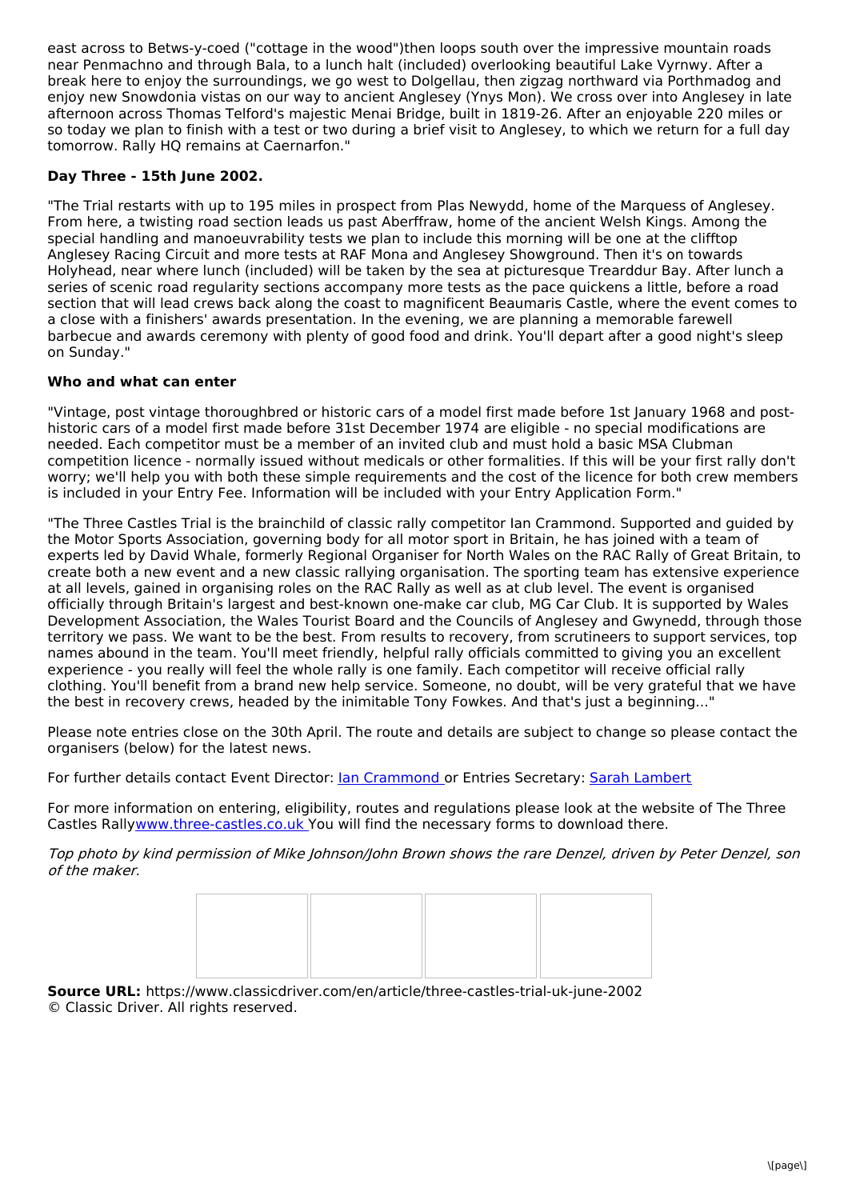east across to Betws-y-coed ("cottage in the wood")then loops south over the impressive mountain roads near Penmachno and through Bala, to a lunch halt (included) overlooking beautiful Lake Vyrnwy. After a break here to enjoy the surroundings, we go west to Dolgellau, then zigzag northward via Porthmadog and enjoy new Snowdonia vistas on our way to ancient Anglesey (Ynys Mon). We cross over into Anglesey in late afternoon across Thomas Telford's majestic Menai Bridge, built in 1819-26. After an enjoyable 220 miles or so today we plan to finish with a test or two during a brief visit to Anglesey, to which we return for a full day tomorrow. Rally HQ remains at Caernarfon."

**Day Three - 15th June 2002.**

"The Trial restarts with up to 195 miles in prospect from Plas Newydd, home of the Marquess of Anglesey. From here, a twisting road section leads us past Aberffraw, home of the ancient Welsh Kings. Among the special handling and manoeuvrability tests we plan to include this morning will be one at the clifftop Anglesey Racing Circuit and more tests at RAF Mona and Anglesey Showground. Then it's on towards Holyhead, near where lunch (included) will be taken by the sea at picturesque Trearddur Bay. After lunch a series of scenic road regularity sections accompany more tests as the pace quickens a little, before a road section that will lead crews back along the coast to magnificent Beaumaris Castle, where the event comes to a close with a finishers' awards presentation. In the evening, we are planning a memorable farewell barbecue and awards ceremony with plenty of good food and drink. You'll depart after a good night's sleep on Sunday."

**Who and what can enter**

"Vintage, post vintage thoroughbred or historic cars of a model first made before 1st January 1968 and post-historic cars of a model first made before 31st December 1974 are eligible - no special modifications are needed. Each competitor must be a member of an invited club and must hold a basic MSA Clubman competition licence - normally issued without medicals or other formalities. If this will be your first rally don't worry; we'll help you with both these simple requirements and the cost of the licence for both crew members is included in your Entry Fee. Information will be included with your Entry Application Form."

"The Three Castles Trial is the brainchild of classic rally competitor Ian Crammond. Supported and guided by the Motor Sports Association, governing body for all motor sport in Britain, he has joined with a team of experts led by David Whale, formerly Regional Organiser for North Wales on the RAC Rally of Great Britain, to create both a new event and a new classic rallying organisation. The sporting team has extensive experience at all levels, gained in organising roles on the RAC Rally as well as at club level. The event is organised officially through Britain's largest and best-known one-make car club, MG Car Club. It is supported by Wales Development Association, the Wales Tourist Board and the Councils of Anglesey and Gwynedd, through those territory we pass. We want to be the best. From results to recovery, from scrutineers to support services, top names abound in the team. You'll meet friendly, helpful rally officials committed to giving you an excellent experience - you really will feel the whole rally is one family. Each competitor will receive official rally clothing. You'll benefit from a brand new help service. Someone, no doubt, will be very grateful that we have the best in recovery crews, headed by the inimitable Tony Fowkes. And that's just a beginning..."

Please note entries close on the 30th April. The route and details are subject to change so please contact the organisers (below) for the latest news.

For further details contact Event Director: Ian Crammond or Entries Secretary: Sarah Lambert

For more information on entering, eligibility, routes and regulations please look at the website of The Three Castles Rallywww.three-castles.co.uk You will find the necessary forms to download there.

*Top photo by kind permission of Mike Johnson/John Brown shows the rare Denzel, driven by Peter Denzel, son of the maker.*

**Source URL:** https://www.classicdriver.com/en/article/three-castles-trial-uk-june-2002
© Classic Driver. All rights reserved.